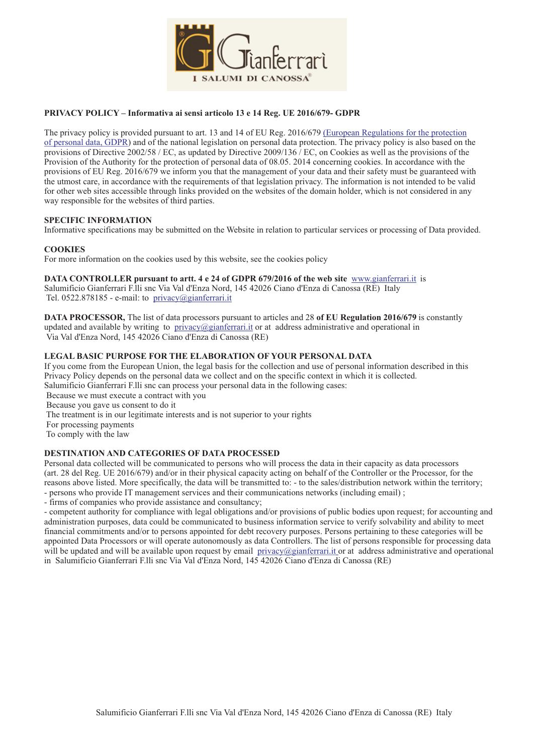**PRIVACY POLICY – Informativa ai sensi articolo 13 e 14 Reg. UE 2016/679- GDPR**

The privacy policy is provided pursuant to art. 13 and 14 of EU Reg. 2016/679 (European Regulations for the protection of personal data, GDPR) and of the national legislation on personal data protection. The privacy policy is also based on the provisions of Directive 2002/58 / EC, as updated by Directive 2009/136 / EC, on Cookies as well as the provisions of the Provision of the Authority for the protection of personal data of 08.05. 2014 concerning cookies. In accordance with the provisions of EU Reg. 2016/679 we inform you that the management of your data and their safety must be guaranteed with the utmost care, in accordance with the requirements of that legislation privacy. The information is not intended to be valid for other web sites accessible through links provided on the websites of the domain holder, which is not considered in any way responsible for the websites of third parties.

**SPECIFIC INFORMATION**
Informative specifications may be submitted on the Website in relation to particular services or processing of Data provided.

**COOKIES**
For more information on the cookies used by this website, see the cookies policy

**DATA CONTROLLER pursuant to artt. 4 e 24 of GDPR 679/2016 of the web site** www.gianferrari.it is Salumificio Gianferrari F.lli snc Via Val d'Enza Nord, 145 42026 Ciano d'Enza di Canossa (RE) Italy
Tel. 0522.878185 - e-mail: to privacy@gianferrari.it

**DATA PROCESSOR,** The list of data processors pursuant to articles and 28 **of EU Regulation 2016/679** is constantly updated and available by writing to privacy@gianferrari.it or at address administrative and operational in Via Val d'Enza Nord, 145 42026 Ciano d'Enza di Canossa (RE)

**LEGAL BASIC PURPOSE FOR THE ELABORATION OF YOUR PERSONAL DATA**
If you come from the European Union, the legal basis for the collection and use of personal information described in this Privacy Policy depends on the personal data we collect and on the specific context in which it is collected.
Salumificio Gianferrari F.lli snc can process your personal data in the following cases:
Because we must execute a contract with you
Because you gave us consent to do it
The treatment is in our legitimate interests and is not superior to your rights
For processing payments
To comply with the law

**DESTINATION AND CATEGORIES OF DATA PROCESSED**
Personal data collected will be communicated to persons who will process the data in their capacity as data processors (art. 28 del Reg. UE 2016/679) and/or in their physical capacity acting on behalf of the Controller or the Processor, for the reasons above listed. More specifically, the data will be transmitted to: - to the sales/distribution network within the territory;
- persons who provide IT management services and their communications networks (including email) ;
- firms of companies who provide assistance and consultancy;
- competent authority for compliance with legal obligations and/or provisions of public bodies upon request; for accounting and administration purposes, data could be communicated to business information service to verify solvability and ability to meet financial commitments and/or to persons appointed for debt recovery purposes. Persons pertaining to these categories will be appointed Data Processors or will operate autonomously as data Controllers. The list of persons responsible for processing data will be updated and will be available upon request by email privacy@gianferrari.it or at address administrative and operational in Salumificio Gianferrari F.lli snc Via Val d'Enza Nord, 145 42026 Ciano d'Enza di Canossa (RE)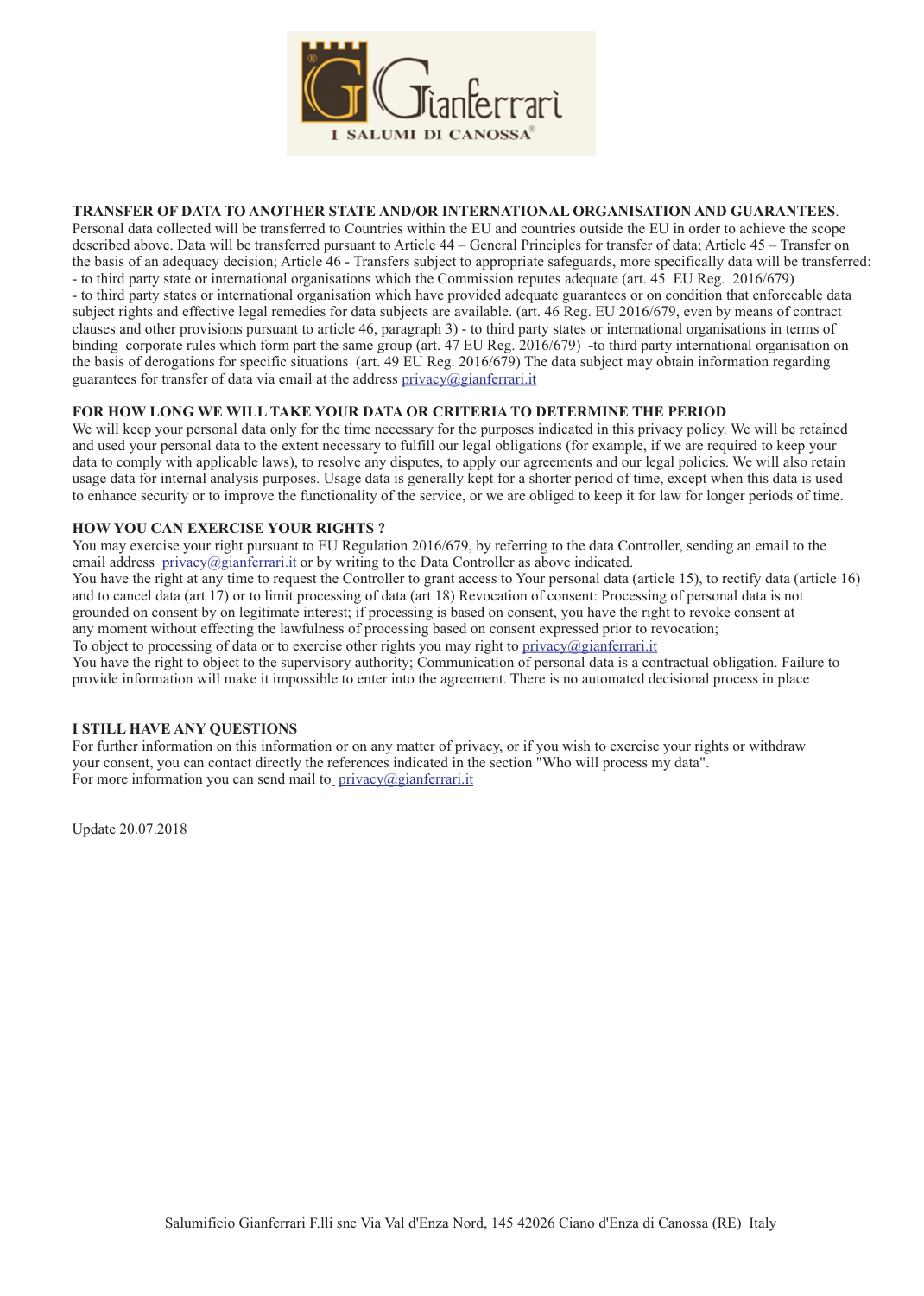**TRANSFER OF DATA TO ANOTHER STATE AND/OR INTERNATIONAL ORGANISATION AND GUARANTEES**.
Personal data collected will be transferred to Countries within the EU and countries outside the EU in order to achieve the scope described above. Data will be transferred pursuant to Article 44 – General Principles for transfer of data; Article 45 – Transfer on the basis of an adequacy decision; Article 46 - Transfers subject to appropriate safeguards, more specifically data will be transferred:
- to third party state or international organisations which the Commission reputes adequate (art. 45 EU Reg. 2016/679)
- to third party states or international organisation which have provided adequate guarantees or on condition that enforceable data subject rights and effective legal remedies for data subjects are available. (art. 46 Reg. EU 2016/679, even by means of contract clauses and other provisions pursuant to article 46, paragraph 3) - to third party states or international organisations in terms of binding corporate rules which form part the same group (art. 47 EU Reg. 2016/679) -to third party international organisation on the basis of derogations for specific situations (art. 49 EU Reg. 2016/679) The data subject may obtain information regarding guarantees for transfer of data via email at the address privacy@gianferrari.it

**FOR HOW LONG WE WILL TAKE YOUR DATA OR CRITERIA TO DETERMINE THE PERIOD**
We will keep your personal data only for the time necessary for the purposes indicated in this privacy policy. We will be retained and used your personal data to the extent necessary to fulfill our legal obligations (for example, if we are required to keep your data to comply with applicable laws), to resolve any disputes, to apply our agreements and our legal policies. We will also retain usage data for internal analysis purposes. Usage data is generally kept for a shorter period of time, except when this data is used to enhance security or to improve the functionality of the service, or we are obliged to keep it for law for longer periods of time.

**HOW YOU CAN EXERCISE YOUR RIGHTS ?**
You may exercise your right pursuant to EU Regulation 2016/679, by referring to the data Controller, sending an email to the email address privacy@gianferrari.it or by writing to the Data Controller as above indicated.
You have the right at any time to request the Controller to grant access to Your personal data (article 15), to rectify data (article 16) and to cancel data (art 17) or to limit processing of data (art 18) Revocation of consent: Processing of personal data is not grounded on consent by on legitimate interest; if processing is based on consent, you have the right to revoke consent at any moment without effecting the lawfulness of processing based on consent expressed prior to revocation;
To object to processing of data or to exercise other rights you may right to privacy@gianferrari.it
You have the right to object to the supervisory authority; Communication of personal data is a contractual obligation. Failure to provide information will make it impossible to enter into the agreement. There is no automated decisional process in place

**I STILL HAVE ANY QUESTIONS**
For further information on this information or on any matter of privacy, or if you wish to exercise your rights or withdraw your consent, you can contact directly the references indicated in the section "Who will process my data".
For more information you can send mail to privacy@gianferrari.it

Update 20.07.2018

Salumificio Gianferrari F.lli snc Via Val d'Enza Nord, 145 42026 Ciano d'Enza di Canossa (RE) Italy